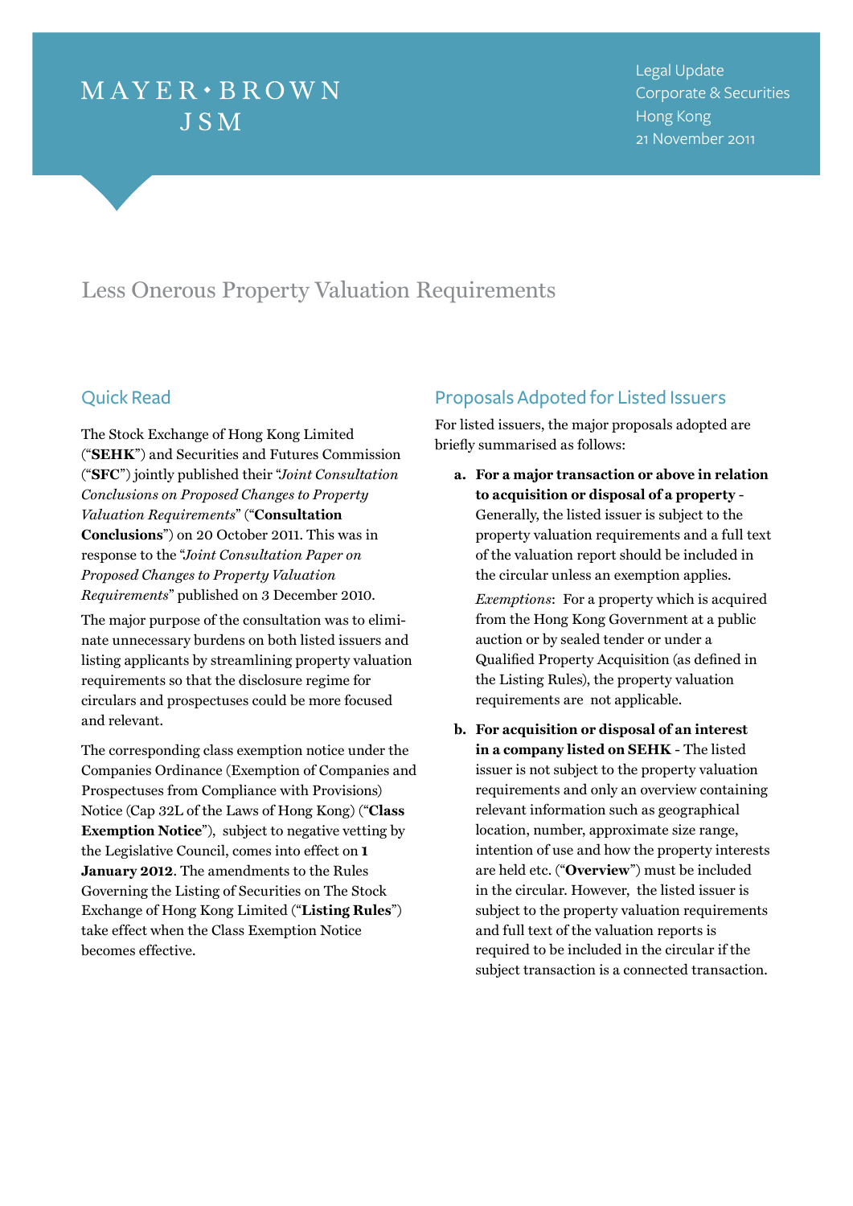MAYER • BROWN JSM

Legal Update
Corporate & Securities
Hong Kong
21 November 2011

# Less Onerous Property Valuation Requirements

## Quick Read

The Stock Exchange of Hong Kong Limited ("**SEHK**") and Securities and Futures Commission ("**SFC**") jointly published their "*Joint Consultation Conclusions on Proposed Changes to Property Valuation Requirements*" ("**Consultation Conclusions**") on 20 October 2011. This was in response to the "*Joint Consultation Paper on Proposed Changes to Property Valuation Requirements*" published on 3 December 2010.

The major purpose of the consultation was to eliminate unnecessary burdens on both listed issuers and listing applicants by streamlining property valuation requirements so that the disclosure regime for circulars and prospectuses could be more focused and relevant.

The corresponding class exemption notice under the Companies Ordinance (Exemption of Companies and Prospectuses from Compliance with Provisions) Notice (Cap 32L of the Laws of Hong Kong) ("**Class Exemption Notice**"), subject to negative vetting by the Legislative Council, comes into effect on **1 January 2012**. The amendments to the Rules Governing the Listing of Securities on The Stock Exchange of Hong Kong Limited ("**Listing Rules**") take effect when the Class Exemption Notice becomes effective.

## Proposals Adpoted for Listed Issuers

For listed issuers, the major proposals adopted are briefly summarised as follows:

a. **For a major transaction or above in relation to acquisition or disposal of a property** - Generally, the listed issuer is subject to the property valuation requirements and a full text of the valuation report should be included in the circular unless an exemption applies.

   *Exemptions*: For a property which is acquired from the Hong Kong Government at a public auction or by sealed tender or under a Qualified Property Acquisition (as defined in the Listing Rules), the property valuation requirements are not applicable.

b. **For acquisition or disposal of an interest in a company listed on SEHK** - The listed issuer is not subject to the property valuation requirements and only an overview containing relevant information such as geographical location, number, approximate size range, intention of use and how the property interests are held etc. ("**Overview**") must be included in the circular. However, the listed issuer is subject to the property valuation requirements and full text of the valuation reports is required to be included in the circular if the subject transaction is a connected transaction.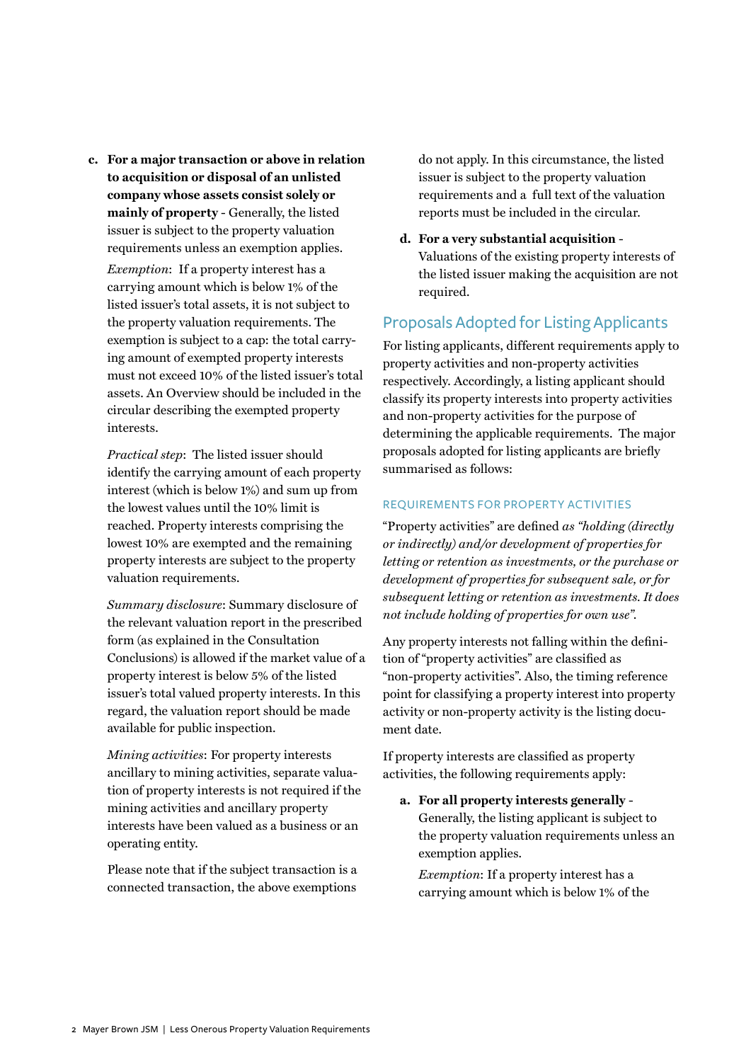c. **For a major transaction or above in relation to acquisition or disposal of an unlisted company whose assets consist solely or mainly of property** - Generally, the listed issuer is subject to the property valuation requirements unless an exemption applies.

   *Exemption*: If a property interest has a carrying amount which is below 1% of the listed issuer's total assets, it is not subject to the property valuation requirements. The exemption is subject to a cap: the total carrying amount of exempted property interests must not exceed 10% of the listed issuer's total assets. An Overview should be included in the circular describing the exempted property interests.

   *Practical step*: The listed issuer should identify the carrying amount of each property interest (which is below 1%) and sum up from the lowest values until the 10% limit is reached. Property interests comprising the lowest 10% are exempted and the remaining property interests are subject to the property valuation requirements.

   *Summary disclosure*: Summary disclosure of the relevant valuation report in the prescribed form (as explained in the Consultation Conclusions) is allowed if the market value of a property interest is below 5% of the listed issuer's total valued property interests. In this regard, the valuation report should be made available for public inspection.

   *Mining activities*: For property interests ancillary to mining activities, separate valuation of property interests is not required if the mining activities and ancillary property interests have been valued as a business or an operating entity.

   Please note that if the subject transaction is a connected transaction, the above exemptions do not apply. In this circumstance, the listed issuer is subject to the property valuation requirements and a full text of the valuation reports must be included in the circular.

d. **For a very substantial acquisition** - Valuations of the existing property interests of the listed issuer making the acquisition are not required.

## Proposals Adopted for Listing Applicants

For listing applicants, different requirements apply to property activities and non-property activities respectively. Accordingly, a listing applicant should classify its property interests into property activities and non-property activities for the purpose of determining the applicable requirements. The major proposals adopted for listing applicants are briefly summarised as follows:

### REQUIREMENTS FOR PROPERTY ACTIVITIES

"Property activities" are defined *as "holding (directly or indirectly) and/or development of properties for letting or retention as investments, or the purchase or development of properties for subsequent sale, or for subsequent letting or retention as investments. It does not include holding of properties for own use".*

Any property interests not falling within the definition of "property activities" are classified as "non-property activities". Also, the timing reference point for classifying a property interest into property activity or non-property activity is the listing document date.

If property interests are classified as property activities, the following requirements apply:

a. **For all property interests generally** - Generally, the listing applicant is subject to the property valuation requirements unless an exemption applies.

   *Exemption*: If a property interest has a carrying amount which is below 1% of the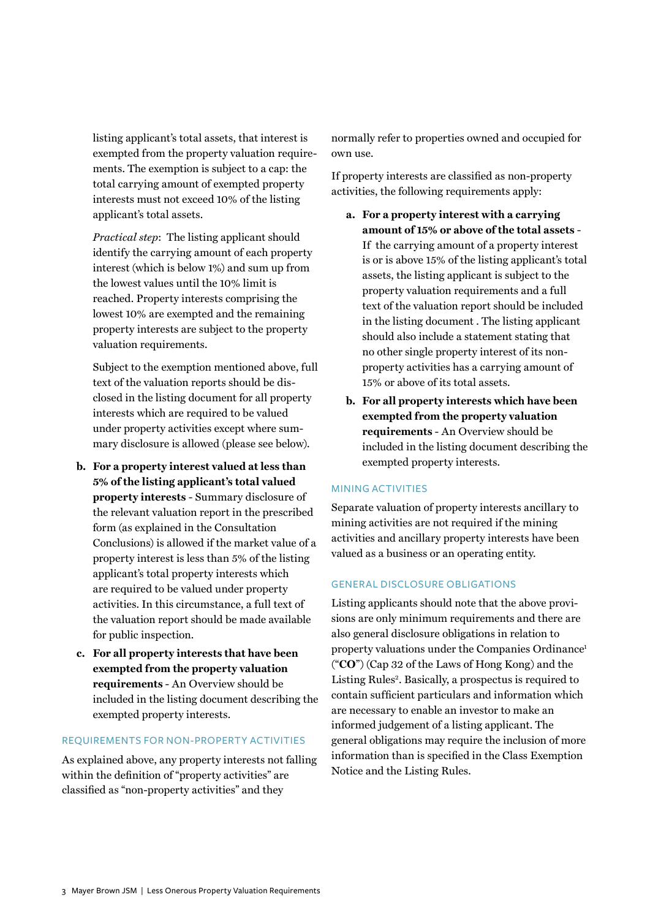listing applicant's total assets, that interest is exempted from the property valuation requirements. The exemption is subject to a cap: the total carrying amount of exempted property interests must not exceed 10% of the listing applicant's total assets.

*Practical step*: The listing applicant should identify the carrying amount of each property interest (which is below 1%) and sum up from the lowest values until the 10% limit is reached. Property interests comprising the lowest 10% are exempted and the remaining property interests are subject to the property valuation requirements.

Subject to the exemption mentioned above, full text of the valuation reports should be disclosed in the listing document for all property interests which are required to be valued under property activities except where summary disclosure is allowed (please see below).

b. **For a property interest valued at less than 5% of the listing applicant's total valued property interests** - Summary disclosure of the relevant valuation report in the prescribed form (as explained in the Consultation Conclusions) is allowed if the market value of a property interest is less than 5% of the listing applicant's total property interests which are required to be valued under property activities. In this circumstance, a full text of the valuation report should be made available for public inspection.

c. **For all property interests that have been exempted from the property valuation requirements** - An Overview should be included in the listing document describing the exempted property interests.

### REQUIREMENTS FOR NON-PROPERTY ACTIVITIES

As explained above, any property interests not falling within the definition of "property activities" are classified as "non-property activities" and they normally refer to properties owned and occupied for own use.

If property interests are classified as non-property activities, the following requirements apply:

a. **For a property interest with a carrying amount of 15% or above of the total assets** - If the carrying amount of a property interest is or is above 15% of the listing applicant's total assets, the listing applicant is subject to the property valuation requirements and a full text of the valuation report should be included in the listing document . The listing applicant should also include a statement stating that no other single property interest of its non-property activities has a carrying amount of 15% or above of its total assets.

b. **For all property interests which have been exempted from the property valuation requirements** - An Overview should be included in the listing document describing the exempted property interests.

### MINING ACTIVITIES

Separate valuation of property interests ancillary to mining activities are not required if the mining activities and ancillary property interests have been valued as a business or an operating entity.

### GENERAL DISCLOSURE OBLIGATIONS

Listing applicants should note that the above provisions are only minimum requirements and there are also general disclosure obligations in relation to property valuations under the Companies Ordinance[1] ("**CO**") (Cap 32 of the Laws of Hong Kong) and the Listing Rules[2]. Basically, a prospectus is required to contain sufficient particulars and information which are necessary to enable an investor to make an informed judgement of a listing applicant. The general obligations may require the inclusion of more information than is specified in the Class Exemption Notice and the Listing Rules.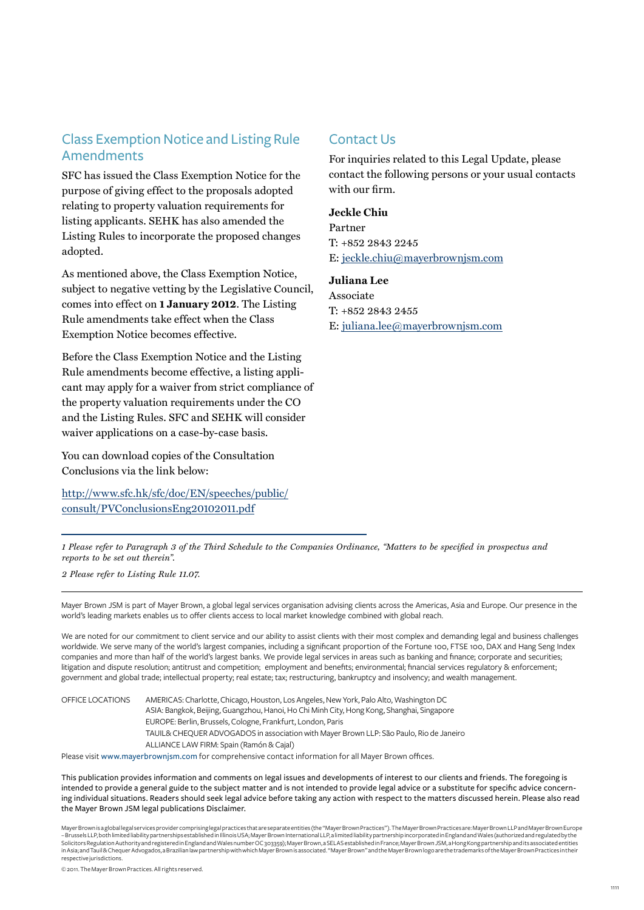## Class Exemption Notice and Listing Rule Amendments

SFC has issued the Class Exemption Notice for the purpose of giving effect to the proposals adopted relating to property valuation requirements for listing applicants. SEHK has also amended the Listing Rules to incorporate the proposed changes adopted.

As mentioned above, the Class Exemption Notice, subject to negative vetting by the Legislative Council, comes into effect on **1 January 2012**. The Listing Rule amendments take effect when the Class Exemption Notice becomes effective.

Before the Class Exemption Notice and the Listing Rule amendments become effective, a listing applicant may apply for a waiver from strict compliance of the property valuation requirements under the CO and the Listing Rules. SFC and SEHK will consider waiver applications on a case-by-case basis.

You can download copies of the Consultation Conclusions via the link below:

http://www.sfc.hk/sfc/doc/EN/speeches/public/consult/PVConclusionsEng20102011.pdf

## Contact Us

For inquiries related to this Legal Update, please contact the following persons or your usual contacts with our firm.

**Jeckle Chiu**
Partner
T: +852 2843 2245
E: jeckle.chiu@mayerbrownjsm.com

**Juliana Lee**
Associate
T: +852 2843 2455
E: juliana.lee@mayerbrownjsm.com

---

*1 Please refer to Paragraph 3 of the Third Schedule to the Companies Ordinance, "Matters to be specified in prospectus and reports to be set out therein".*

*2 Please refer to Listing Rule 11.07.*

---

Mayer Brown JSM is part of Mayer Brown, a global legal services organisation advising clients across the Americas, Asia and Europe. Our presence in the world's leading markets enables us to offer clients access to local market knowledge combined with global reach.

We are noted for our commitment to client service and our ability to assist clients with their most complex and demanding legal and business challenges worldwide. We serve many of the world's largest companies, including a significant proportion of the Fortune 100, FTSE 100, DAX and Hang Seng Index companies and more than half of the world's largest banks. We provide legal services in areas such as banking and finance; corporate and securities; litigation and dispute resolution; antitrust and competition; employment and benefits; environmental; financial services regulatory & enforcement; government and global trade; intellectual property; real estate; tax; restructuring, bankruptcy and insolvency; and wealth management.

OFFICE LOCATIONS
AMERICAS: Charlotte, Chicago, Houston, Los Angeles, New York, Palo Alto, Washington DC
ASIA: Bangkok, Beijing, Guangzhou, Hanoi, Ho Chi Minh City, Hong Kong, Shanghai, Singapore
EUROPE: Berlin, Brussels, Cologne, Frankfurt, London, Paris
TAUIL & CHEQUER ADVOGADOS in association with Mayer Brown LLP: São Paulo, Rio de Janeiro
ALLIANCE LAW FIRM: Spain (Ramón & Cajal)

Please visit www.mayerbrownjsm.com for comprehensive contact information for all Mayer Brown offices.

This publication provides information and comments on legal issues and developments of interest to our clients and friends. The foregoing is intended to provide a general guide to the subject matter and is not intended to provide legal advice or a substitute for specific advice concerning individual situations. Readers should seek legal advice before taking any action with respect to the matters discussed herein. Please also read the Mayer Brown JSM legal publications Disclaimer.

Mayer Brown is a global legal services provider comprising legal practices that are separate entities (the "Mayer Brown Practices"). The Mayer Brown Practices are: Mayer Brown LLP and Mayer Brown Europe – Brussels LLP, both limited liability partnerships established in Illinois USA; Mayer Brown International LLP, a limited liability partnership incorporated in England and Wales (authorized and regulated by the Solicitors Regulation Authority and registered in England and Wales number OC 303359); Mayer Brown, a SELAS established in France; Mayer Brown JSM, a Hong Kong partnership and its associated entities in Asia; and Tauil & Chequer Advogados, a Brazilian law partnership with which Mayer Brown is associated. "Mayer Brown" and the Mayer Brown logo are the trademarks of the Mayer Brown Practices in their respective jurisdictions.

© 2011. The Mayer Brown Practices. All rights reserved.